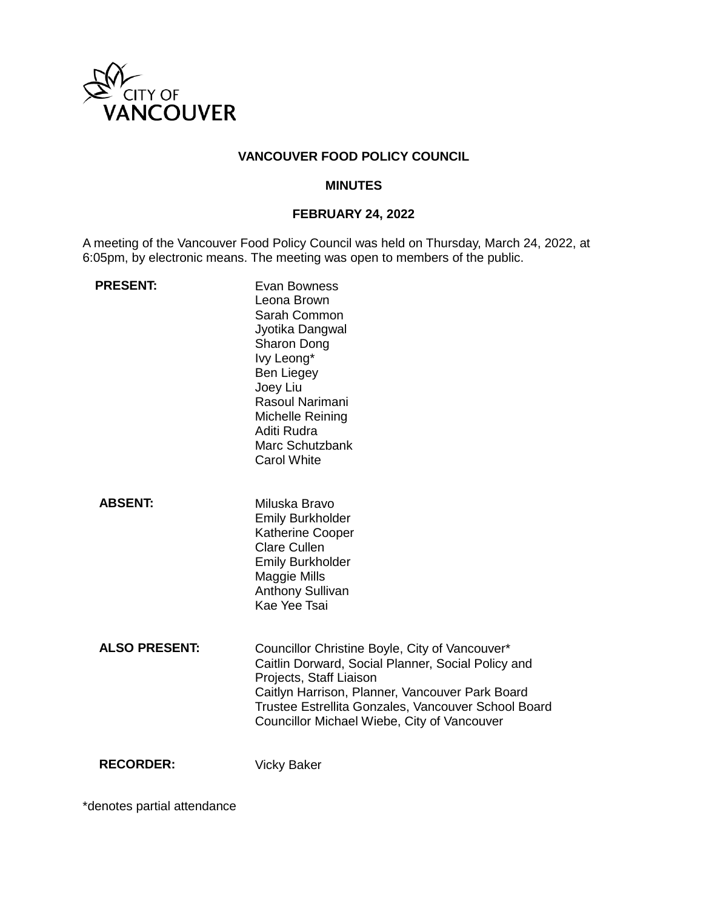CITY OF VANCOUVER

**VANCOUVER FOOD POLICY COUNCIL**

**MINUTES**

**FEBRUARY 24, 2022**

A meeting of the Vancouver Food Policy Council was held on Thursday, March 24, 2022, at 6:05pm, by electronic means. The meeting was open to members of the public.

| | |
|---|---|
| **PRESENT:** | Evan Bowness<br>Leona Brown<br>Sarah Common<br>Jyotika Dangwal<br>Sharon Dong<br>Ivy Leong*<br>Ben Liegey<br>Joey Liu<br>Rasoul Narimani<br>Michelle Reining<br>Aditi Rudra<br>Marc Schutzbank<br>Carol White |
| **ABSENT:** | Miluska Bravo<br>Emily Burkholder<br>Katherine Cooper<br>Clare Cullen<br>Emily Burkholder<br>Maggie Mills<br>Anthony Sullivan<br>Kae Yee Tsai |
| **ALSO PRESENT:** | Councillor Christine Boyle, City of Vancouver*<br>Caitlin Dorward, Social Planner, Social Policy and Projects, Staff Liaison<br>Caitlyn Harrison, Planner, Vancouver Park Board<br>Trustee Estrellita Gonzales, Vancouver School Board<br>Councillor Michael Wiebe, City of Vancouver |
| **RECORDER:** | Vicky Baker |

*denotes partial attendance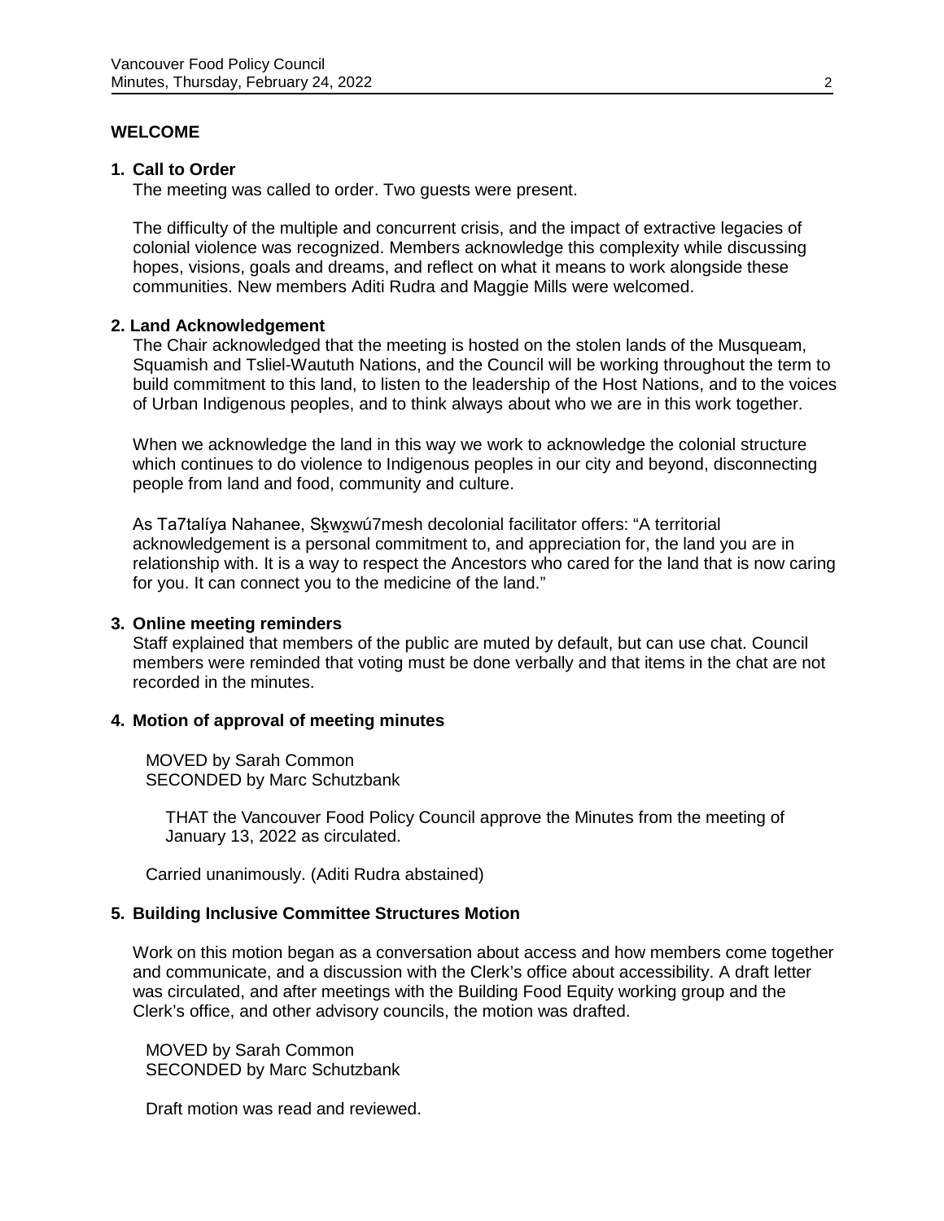## WELCOME

### 1. Call to Order

The meeting was called to order. Two guests were present.

The difficulty of the multiple and concurrent crisis, and the impact of extractive legacies of colonial violence was recognized. Members acknowledge this complexity while discussing hopes, visions, goals and dreams, and reflect on what it means to work alongside these communities. New members Aditi Rudra and Maggie Mills were welcomed.

### 2. Land Acknowledgement

The Chair acknowledged that the meeting is hosted on the stolen lands of the Musqueam, Squamish and Tsliel-Waututh Nations, and the Council will be working throughout the term to build commitment to this land, to listen to the leadership of the Host Nations, and to the voices of Urban Indigenous peoples, and to think always about who we are in this work together.

When we acknowledge the land in this way we work to acknowledge the colonial structure which continues to do violence to Indigenous peoples in our city and beyond, disconnecting people from land and food, community and culture.

As Ta7talíya Nahanee, Sḵwx̱wú7mesh decolonial facilitator offers: "A territorial acknowledgement is a personal commitment to, and appreciation for, the land you are in relationship with. It is a way to respect the Ancestors who cared for the land that is now caring for you. It can connect you to the medicine of the land."

### 3. Online meeting reminders

Staff explained that members of the public are muted by default, but can use chat. Council members were reminded that voting must be done verbally and that items in the chat are not recorded in the minutes.

### 4. Motion of approval of meeting minutes

MOVED by Sarah Common
SECONDED by Marc Schutzbank

> THAT the Vancouver Food Policy Council approve the Minutes from the meeting of January 13, 2022 as circulated.

Carried unanimously. (Aditi Rudra abstained)

### 5. Building Inclusive Committee Structures Motion

Work on this motion began as a conversation about access and how members come together and communicate, and a discussion with the Clerk's office about accessibility. A draft letter was circulated, and after meetings with the Building Food Equity working group and the Clerk's office, and other advisory councils, the motion was drafted.

MOVED by Sarah Common
SECONDED by Marc Schutzbank

Draft motion was read and reviewed.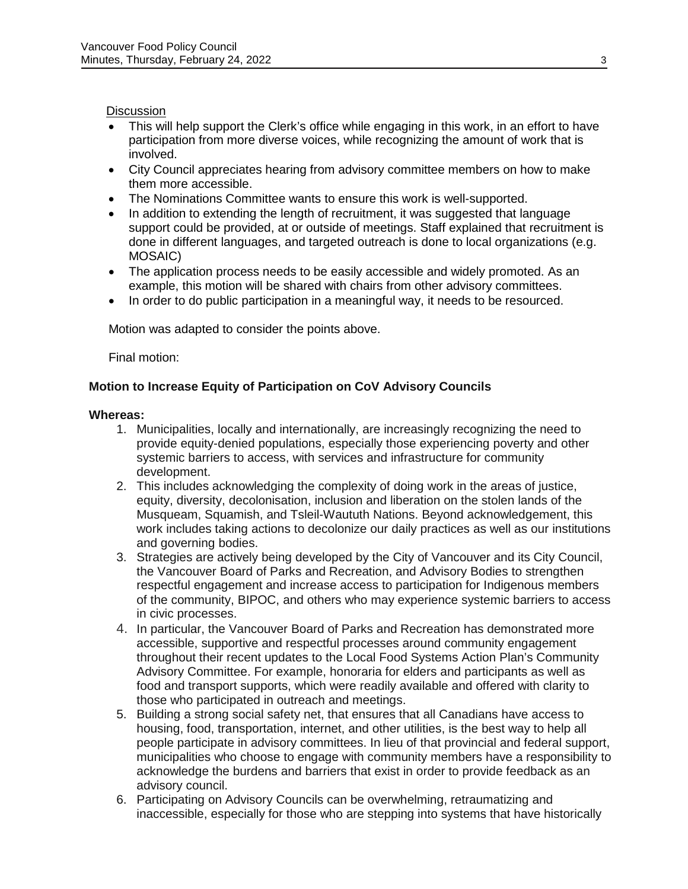Discussion

- This will help support the Clerk's office while engaging in this work, in an effort to have participation from more diverse voices, while recognizing the amount of work that is involved.
- City Council appreciates hearing from advisory committee members on how to make them more accessible.
- The Nominations Committee wants to ensure this work is well-supported.
- In addition to extending the length of recruitment, it was suggested that language support could be provided, at or outside of meetings. Staff explained that recruitment is done in different languages, and targeted outreach is done to local organizations (e.g. MOSAIC)
- The application process needs to be easily accessible and widely promoted. As an example, this motion will be shared with chairs from other advisory committees.
- In order to do public participation in a meaningful way, it needs to be resourced.

Motion was adapted to consider the points above.

Final motion:

**Motion to Increase Equity of Participation on CoV Advisory Councils**

**Whereas:**

1. Municipalities, locally and internationally, are increasingly recognizing the need to provide equity-denied populations, especially those experiencing poverty and other systemic barriers to access, with services and infrastructure for community development.
2. This includes acknowledging the complexity of doing work in the areas of justice, equity, diversity, decolonisation, inclusion and liberation on the stolen lands of the Musqueam, Squamish, and Tsleil-Waututh Nations. Beyond acknowledgement, this work includes taking actions to decolonize our daily practices as well as our institutions and governing bodies.
3. Strategies are actively being developed by the City of Vancouver and its City Council, the Vancouver Board of Parks and Recreation, and Advisory Bodies to strengthen respectful engagement and increase access to participation for Indigenous members of the community, BIPOC, and others who may experience systemic barriers to access in civic processes.
4. In particular, the Vancouver Board of Parks and Recreation has demonstrated more accessible, supportive and respectful processes around community engagement throughout their recent updates to the Local Food Systems Action Plan's Community Advisory Committee. For example, honoraria for elders and participants as well as food and transport supports, which were readily available and offered with clarity to those who participated in outreach and meetings.
5. Building a strong social safety net, that ensures that all Canadians have access to housing, food, transportation, internet, and other utilities, is the best way to help all people participate in advisory committees. In lieu of that provincial and federal support, municipalities who choose to engage with community members have a responsibility to acknowledge the burdens and barriers that exist in order to provide feedback as an advisory council.
6. Participating on Advisory Councils can be overwhelming, retraumatizing and inaccessible, especially for those who are stepping into systems that have historically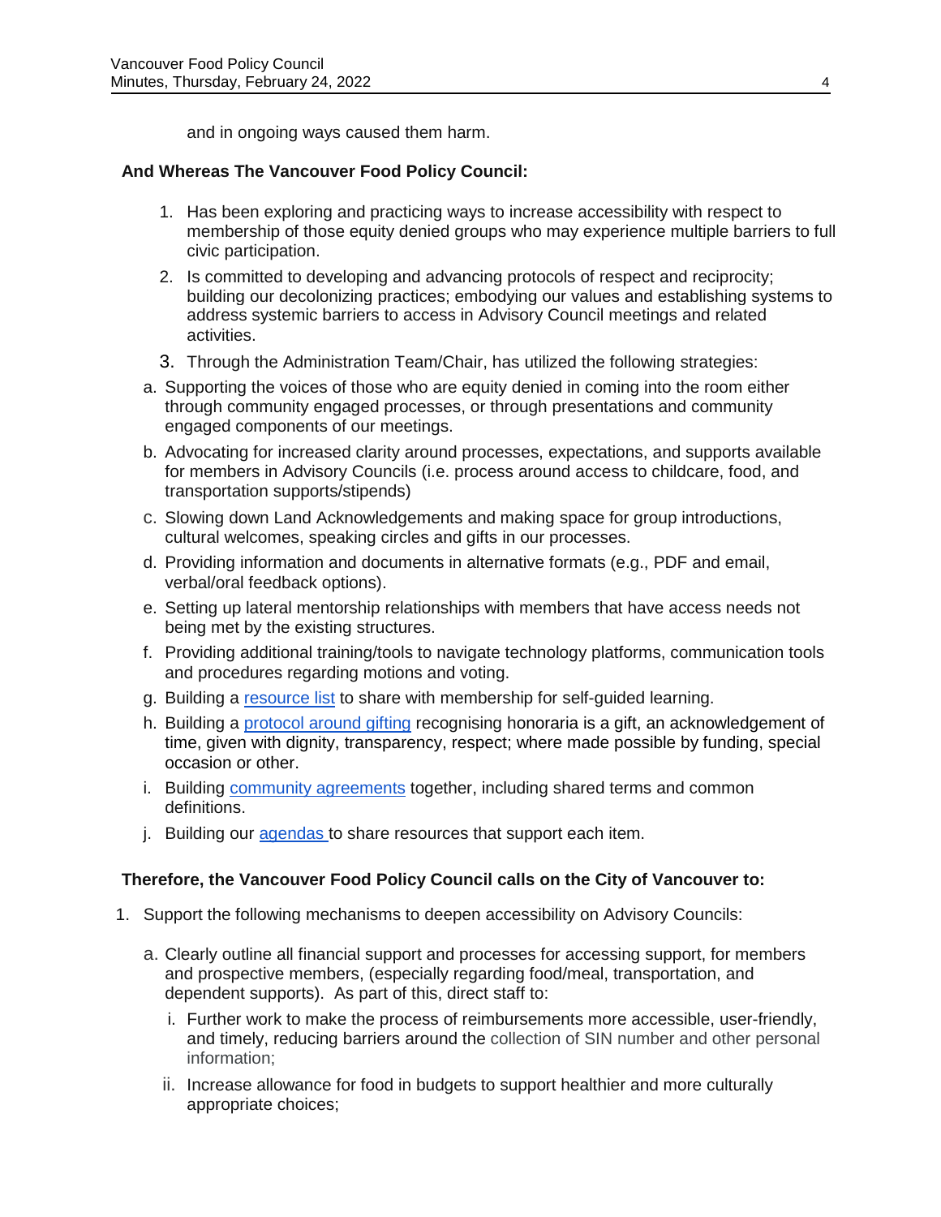and in ongoing ways caused them harm.

**And Whereas The Vancouver Food Policy Council:**

1. Has been exploring and practicing ways to increase accessibility with respect to membership of those equity denied groups who may experience multiple barriers to full civic participation.
2. Is committed to developing and advancing protocols of respect and reciprocity; building our decolonizing practices; embodying our values and establishing systems to address systemic barriers to access in Advisory Council meetings and related activities.
3. Through the Administration Team/Chair, has utilized the following strategies:

a. Supporting the voices of those who are equity denied in coming into the room either through community engaged processes, or through presentations and community engaged components of our meetings.

b. Advocating for increased clarity around processes, expectations, and supports available for members in Advisory Councils (i.e. process around access to childcare, food, and transportation supports/stipends)

c. Slowing down Land Acknowledgements and making space for group introductions, cultural welcomes, speaking circles and gifts in our processes.

d. Providing information and documents in alternative formats (e.g., PDF and email, verbal/oral feedback options).

e. Setting up lateral mentorship relationships with members that have access needs not being met by the existing structures.

f. Providing additional training/tools to navigate technology platforms, communication tools and procedures regarding motions and voting.

g. Building a resource list to share with membership for self-guided learning.

h. Building a protocol around gifting recognising honoraria is a gift, an acknowledgement of time, given with dignity, transparency, respect; where made possible by funding, special occasion or other.

i. Building community agreements together, including shared terms and common definitions.

j. Building our agendas to share resources that support each item.

**Therefore, the Vancouver Food Policy Council calls on the City of Vancouver to:**

1. Support the following mechanisms to deepen accessibility on Advisory Councils:

   a. Clearly outline all financial support and processes for accessing support, for members and prospective members, (especially regarding food/meal, transportation, and dependent supports). As part of this, direct staff to:

      i. Further work to make the process of reimbursements more accessible, user-friendly, and timely, reducing barriers around the collection of SIN number and other personal information;

      ii. Increase allowance for food in budgets to support healthier and more culturally appropriate choices;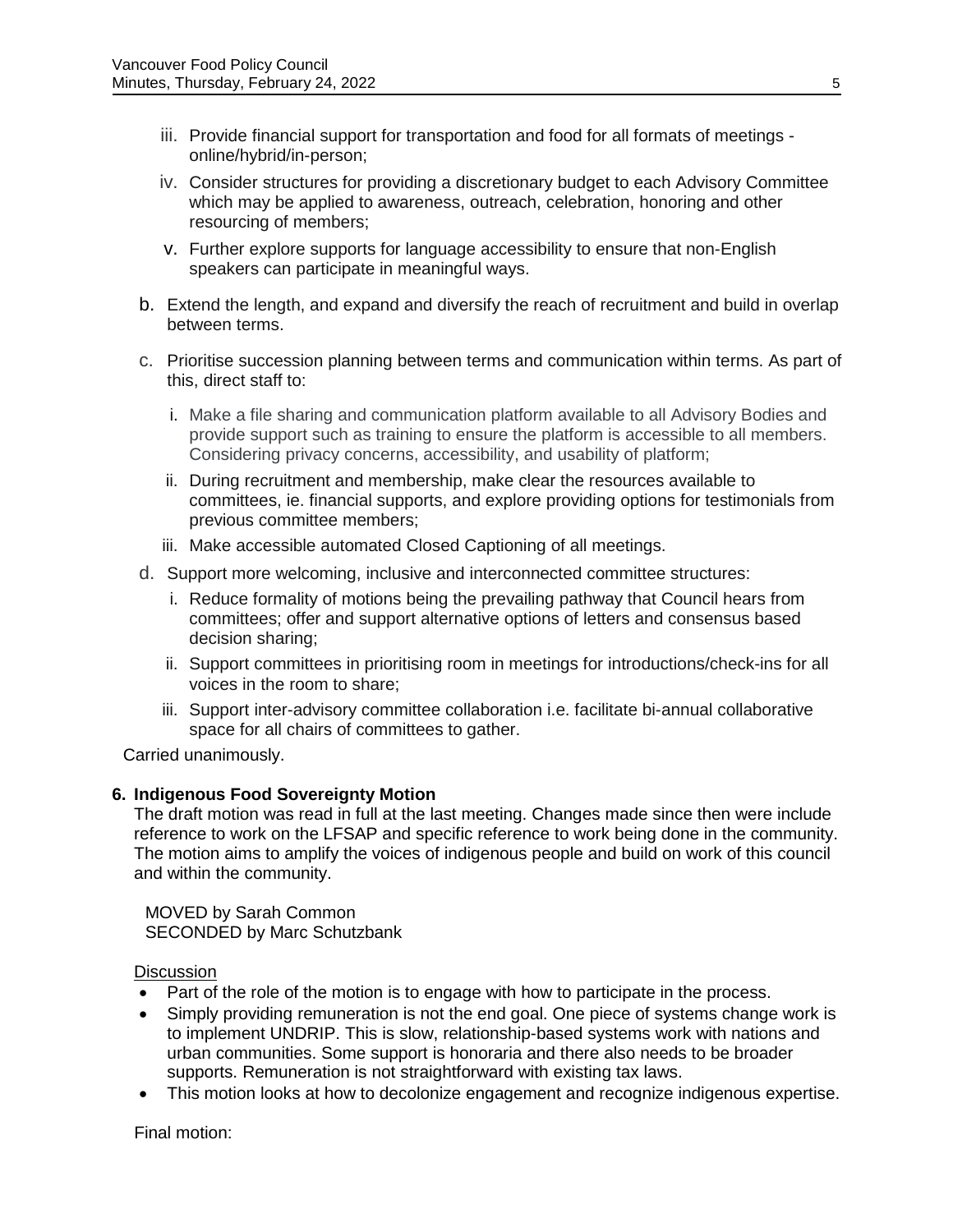iii. Provide financial support for transportation and food for all formats of meetings - online/hybrid/in-person;

   iv. Consider structures for providing a discretionary budget to each Advisory Committee which may be applied to awareness, outreach, celebration, honoring and other resourcing of members;

   v. Further explore supports for language accessibility to ensure that non-English speakers can participate in meaningful ways.

b. Extend the length, and expand and diversify the reach of recruitment and build in overlap between terms.

c. Prioritise succession planning between terms and communication within terms. As part of this, direct staff to:

   i. Make a file sharing and communication platform available to all Advisory Bodies and provide support such as training to ensure the platform is accessible to all members. Considering privacy concerns, accessibility, and usability of platform;

   ii. During recruitment and membership, make clear the resources available to committees, ie. financial supports, and explore providing options for testimonials from previous committee members;

   iii. Make accessible automated Closed Captioning of all meetings.

d. Support more welcoming, inclusive and interconnected committee structures:

   i. Reduce formality of motions being the prevailing pathway that Council hears from committees; offer and support alternative options of letters and consensus based decision sharing;

   ii. Support committees in prioritising room in meetings for introductions/check-ins for all voices in the room to share;

   iii. Support inter-advisory committee collaboration i.e. facilitate bi-annual collaborative space for all chairs of committees to gather.

Carried unanimously.

**6. Indigenous Food Sovereignty Motion**

The draft motion was read in full at the last meeting. Changes made since then were include reference to work on the LFSAP and specific reference to work being done in the community. The motion aims to amplify the voices of indigenous people and build on work of this council and within the community.

MOVED by Sarah Common
SECONDED by Marc Schutzbank

Discussion

- Part of the role of the motion is to engage with how to participate in the process.
- Simply providing remuneration is not the end goal. One piece of systems change work is to implement UNDRIP. This is slow, relationship-based systems work with nations and urban communities. Some support is honoraria and there also needs to be broader supports. Remuneration is not straightforward with existing tax laws.
- This motion looks at how to decolonize engagement and recognize indigenous expertise.

Final motion: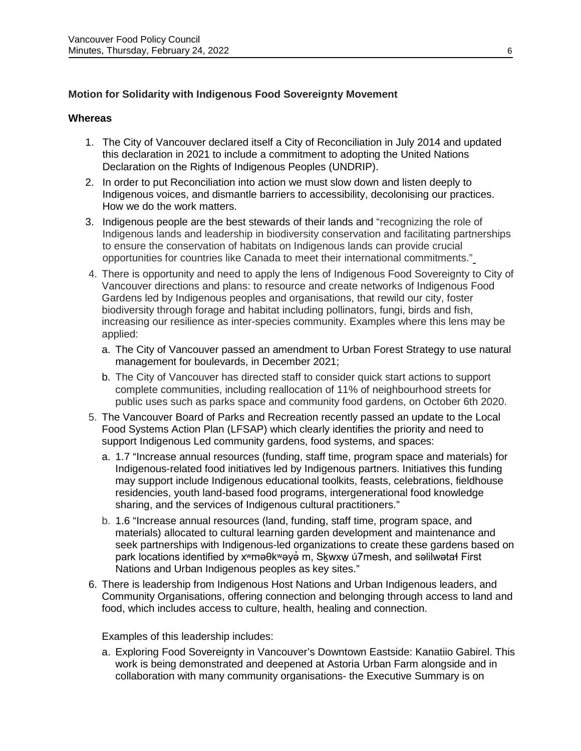**Motion for Solidarity with Indigenous Food Sovereignty Movement**

**Whereas**

1. The City of Vancouver declared itself a City of Reconciliation in July 2014 and updated this declaration in 2021 to include a commitment to adopting the United Nations Declaration on the Rights of Indigenous Peoples (UNDRIP).
2. In order to put Reconciliation into action we must slow down and listen deeply to Indigenous voices, and dismantle barriers to accessibility, decolonising our practices. How we do the work matters.
3. Indigenous people are the best stewards of their lands and "recognizing the role of Indigenous lands and leadership in biodiversity conservation and facilitating partnerships to ensure the conservation of habitats on Indigenous lands can provide crucial opportunities for countries like Canada to meet their international commitments."
4. There is opportunity and need to apply the lens of Indigenous Food Sovereignty to City of Vancouver directions and plans: to resource and create networks of Indigenous Food Gardens led by Indigenous peoples and organisations, that rewild our city, foster biodiversity through forage and habitat including pollinators, fungi, birds and fish, increasing our resilience as inter-species community. Examples where this lens may be applied:
   a. The City of Vancouver passed an amendment to Urban Forest Strategy to use natural management for boulevards, in December 2021;
   b. The City of Vancouver has directed staff to consider quick start actions to support complete communities, including reallocation of 11% of neighbourhood streets for public uses such as parks space and community food gardens, on October 6th 2020.
5. The Vancouver Board of Parks and Recreation recently passed an update to the Local Food Systems Action Plan (LFSAP) which clearly identifies the priority and need to support Indigenous Led community gardens, food systems, and spaces:
   a. 1.7 "Increase annual resources (funding, staff time, program space and materials) for Indigenous-related food initiatives led by Indigenous partners. Initiatives this funding may support include Indigenous educational toolkits, feasts, celebrations, fieldhouse residencies, youth land-based food programs, intergenerational food knowledge sharing, and the services of Indigenous cultural practitioners."
   b. 1.6 "Increase annual resources (land, funding, staff time, program space, and materials) allocated to cultural learning garden development and maintenance and seek partnerships with Indigenous-led organizations to create these gardens based on park locations identified by xʷməθkʷəy̓əm, Sḵwx̱wú7mesh, and səlilwətaɬ First Nations and Urban Indigenous peoples as key sites."
6. There is leadership from Indigenous Host Nations and Urban Indigenous leaders, and Community Organisations, offering connection and belonging through access to land and food, which includes access to culture, health, healing and connection.

   Examples of this leadership includes:

   a. Exploring Food Sovereignty in Vancouver's Downtown Eastside: Kanatiio Gabirel. This work is being demonstrated and deepened at Astoria Urban Farm alongside and in collaboration with many community organisations- the Executive Summary is on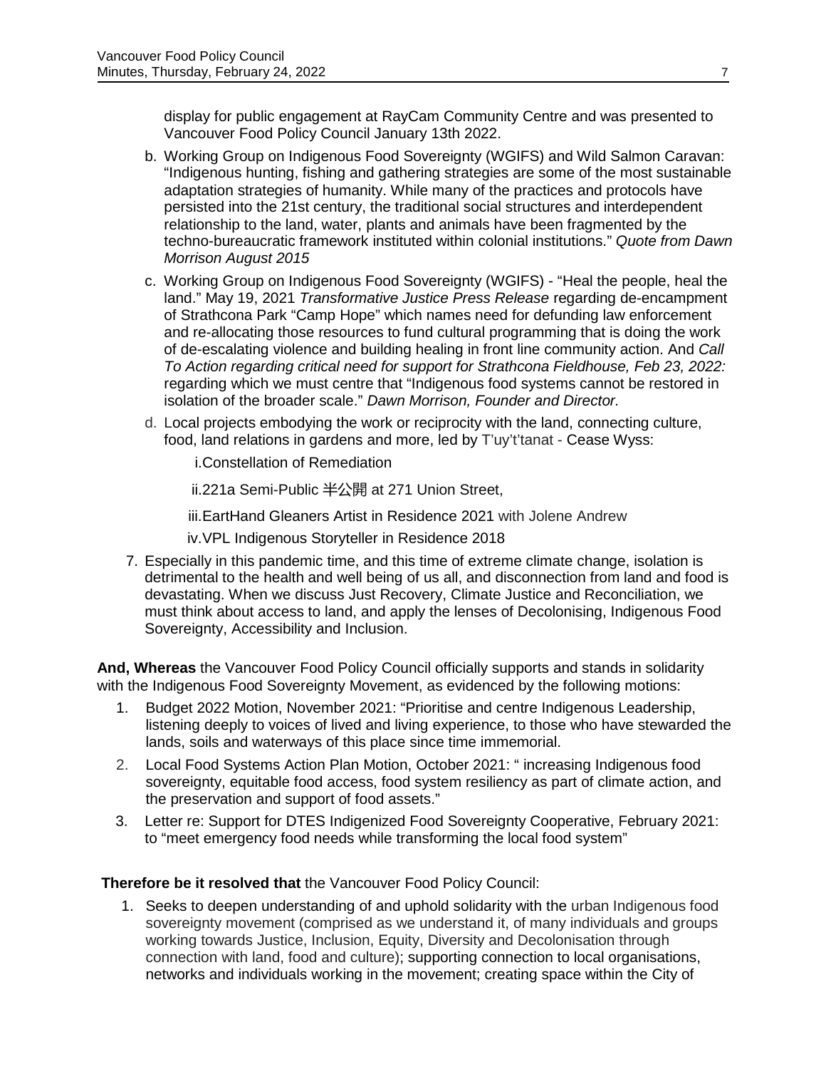display for public engagement at RayCam Community Centre and was presented to Vancouver Food Policy Council January 13th 2022.

b. Working Group on Indigenous Food Sovereignty (WGIFS) and Wild Salmon Caravan: "Indigenous hunting, fishing and gathering strategies are some of the most sustainable adaptation strategies of humanity. While many of the practices and protocols have persisted into the 21st century, the traditional social structures and interdependent relationship to the land, water, plants and animals have been fragmented by the techno-bureaucratic framework instituted within colonial institutions." *Quote from Dawn Morrison August 2015*

c. Working Group on Indigenous Food Sovereignty (WGIFS) - "Heal the people, heal the land." May 19, 2021 *Transformative Justice Press Release* regarding de-encampment of Strathcona Park "Camp Hope" which names need for defunding law enforcement and re-allocating those resources to fund cultural programming that is doing the work of de-escalating violence and building healing in front line community action. And *Call To Action regarding critical need for support for Strathcona Fieldhouse, Feb 23, 2022:* regarding which we must centre that "Indigenous food systems cannot be restored in isolation of the broader scale." *Dawn Morrison, Founder and Director.*

d. Local projects embodying the work or reciprocity with the land, connecting culture, food, land relations in gardens and more, led by T'uy't'tanat - Cease Wyss:

   i. Constellation of Remediation

   ii. 221a Semi-Public 半公開 at 271 Union Street,

   iii. EartHand Gleaners Artist in Residence 2021 with Jolene Andrew

   iv. VPL Indigenous Storyteller in Residence 2018

7. Especially in this pandemic time, and this time of extreme climate change, isolation is detrimental to the health and well being of us all, and disconnection from land and food is devastating. When we discuss Just Recovery, Climate Justice and Reconciliation, we must think about access to land, and apply the lenses of Decolonising, Indigenous Food Sovereignty, Accessibility and Inclusion.

**And, Whereas** the Vancouver Food Policy Council officially supports and stands in solidarity with the Indigenous Food Sovereignty Movement, as evidenced by the following motions:

1. Budget 2022 Motion, November 2021: "Prioritise and centre Indigenous Leadership, listening deeply to voices of lived and living experience, to those who have stewarded the lands, soils and waterways of this place since time immemorial.
2. Local Food Systems Action Plan Motion, October 2021: " increasing Indigenous food sovereignty, equitable food access, food system resiliency as part of climate action, and the preservation and support of food assets."
3. Letter re: Support for DTES Indigenized Food Sovereignty Cooperative, February 2021: to "meet emergency food needs while transforming the local food system"

**Therefore be it resolved that** the Vancouver Food Policy Council:

1. Seeks to deepen understanding of and uphold solidarity with the urban Indigenous food sovereignty movement (comprised as we understand it, of many individuals and groups working towards Justice, Inclusion, Equity, Diversity and Decolonisation through connection with land, food and culture); supporting connection to local organisations, networks and individuals working in the movement; creating space within the City of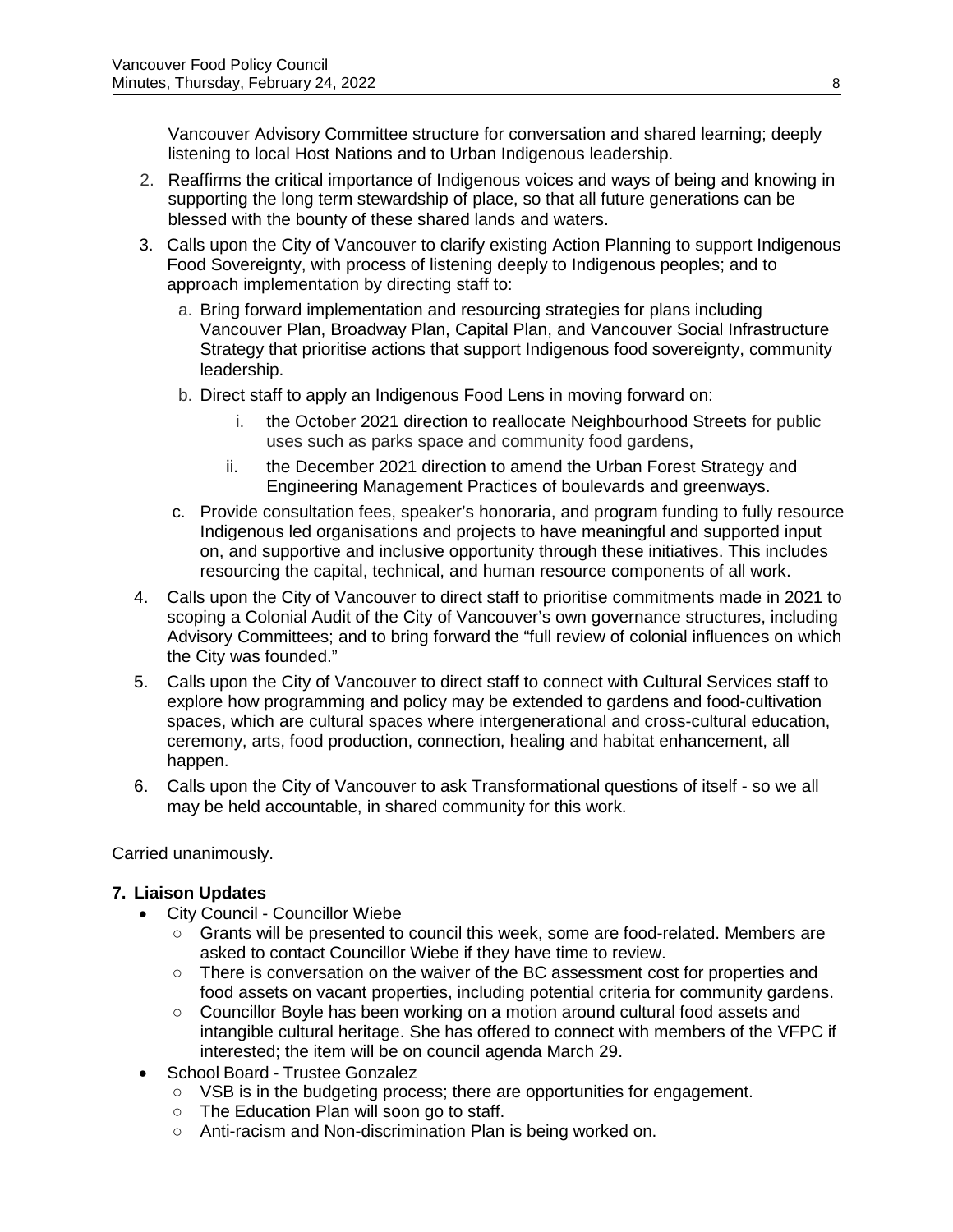Vancouver Advisory Committee structure for conversation and shared learning; deeply listening to local Host Nations and to Urban Indigenous leadership.

2. Reaffirms the critical importance of Indigenous voices and ways of being and knowing in supporting the long term stewardship of place, so that all future generations can be blessed with the bounty of these shared lands and waters.
3. Calls upon the City of Vancouver to clarify existing Action Planning to support Indigenous Food Sovereignty, with process of listening deeply to Indigenous peoples; and to approach implementation by directing staff to:
   a. Bring forward implementation and resourcing strategies for plans including Vancouver Plan, Broadway Plan, Capital Plan, and Vancouver Social Infrastructure Strategy that prioritise actions that support Indigenous food sovereignty, community leadership.
   b. Direct staff to apply an Indigenous Food Lens in moving forward on:
      i. the October 2021 direction to reallocate Neighbourhood Streets for public uses such as parks space and community food gardens,
      ii. the December 2021 direction to amend the Urban Forest Strategy and Engineering Management Practices of boulevards and greenways.
   c. Provide consultation fees, speaker's honoraria, and program funding to fully resource Indigenous led organisations and projects to have meaningful and supported input on, and supportive and inclusive opportunity through these initiatives. This includes resourcing the capital, technical, and human resource components of all work.
4. Calls upon the City of Vancouver to direct staff to prioritise commitments made in 2021 to scoping a Colonial Audit of the City of Vancouver's own governance structures, including Advisory Committees; and to bring forward the "full review of colonial influences on which the City was founded."
5. Calls upon the City of Vancouver to direct staff to connect with Cultural Services staff to explore how programming and policy may be extended to gardens and food-cultivation spaces, which are cultural spaces where intergenerational and cross-cultural education, ceremony, arts, food production, connection, healing and habitat enhancement, all happen.
6. Calls upon the City of Vancouver to ask Transformational questions of itself - so we all may be held accountable, in shared community for this work.

Carried unanimously.

**7. Liaison Updates**

- City Council - Councillor Wiebe
  - Grants will be presented to council this week, some are food-related. Members are asked to contact Councillor Wiebe if they have time to review.
  - There is conversation on the waiver of the BC assessment cost for properties and food assets on vacant properties, including potential criteria for community gardens.
  - Councillor Boyle has been working on a motion around cultural food assets and intangible cultural heritage. She has offered to connect with members of the VFPC if interested; the item will be on council agenda March 29.
- School Board - Trustee Gonzalez
  - VSB is in the budgeting process; there are opportunities for engagement.
  - The Education Plan will soon go to staff.
  - Anti-racism and Non-discrimination Plan is being worked on.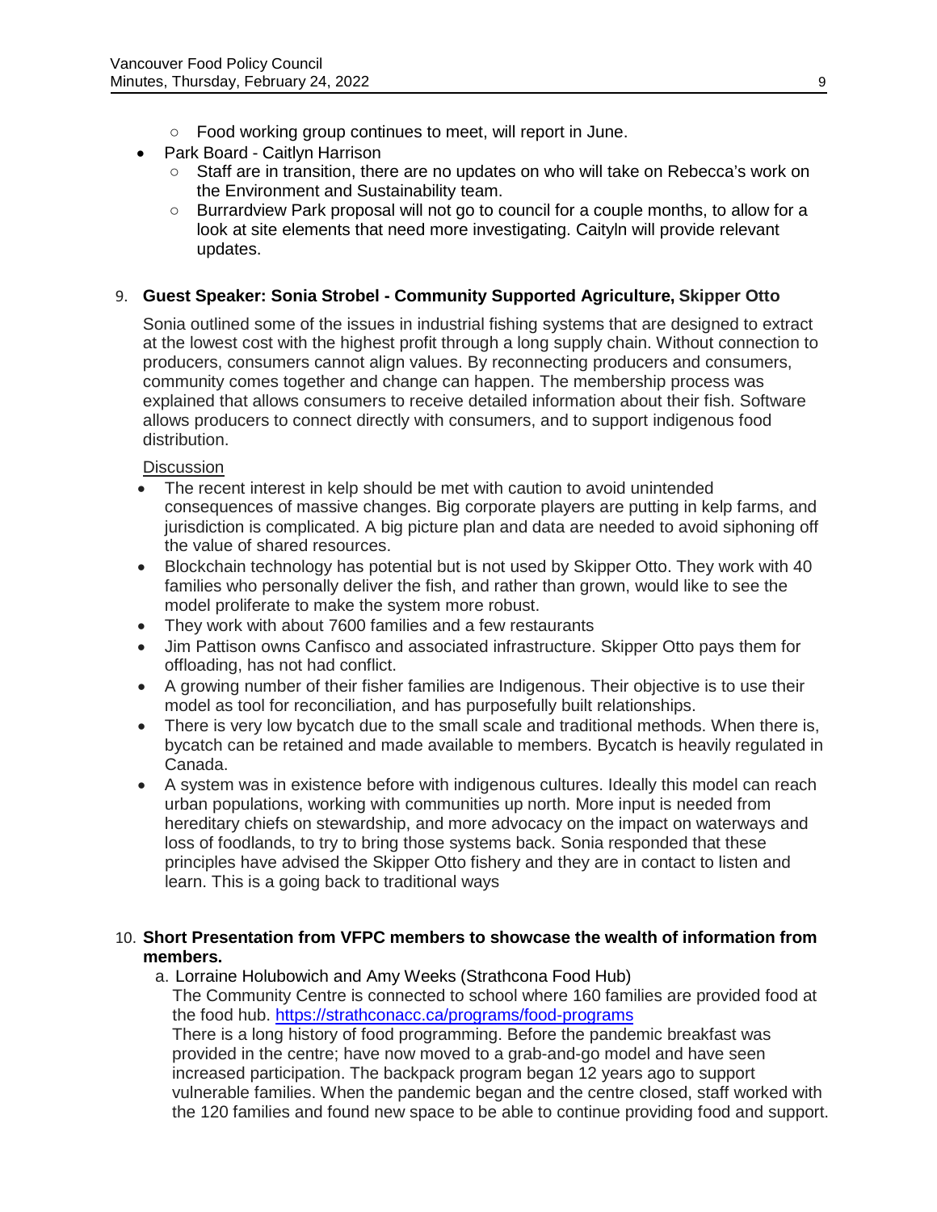- Food working group continues to meet, will report in June.
- Park Board - Caitlyn Harrison
  - Staff are in transition, there are no updates on who will take on Rebecca's work on the Environment and Sustainability team.
  - Burrardview Park proposal will not go to council for a couple months, to allow for a look at site elements that need more investigating. Caityln will provide relevant updates.

9. **Guest Speaker: Sonia Strobel - Community Supported Agriculture, Skipper Otto**

Sonia outlined some of the issues in industrial fishing systems that are designed to extract at the lowest cost with the highest profit through a long supply chain. Without connection to producers, consumers cannot align values. By reconnecting producers and consumers, community comes together and change can happen. The membership process was explained that allows consumers to receive detailed information about their fish. Software allows producers to connect directly with consumers, and to support indigenous food distribution.

Discussion

- The recent interest in kelp should be met with caution to avoid unintended consequences of massive changes. Big corporate players are putting in kelp farms, and jurisdiction is complicated. A big picture plan and data are needed to avoid siphoning off the value of shared resources.
- Blockchain technology has potential but is not used by Skipper Otto. They work with 40 families who personally deliver the fish, and rather than grown, would like to see the model proliferate to make the system more robust.
- They work with about 7600 families and a few restaurants
- Jim Pattison owns Canfisco and associated infrastructure. Skipper Otto pays them for offloading, has not had conflict.
- A growing number of their fisher families are Indigenous. Their objective is to use their model as tool for reconciliation, and has purposefully built relationships.
- There is very low bycatch due to the small scale and traditional methods. When there is, bycatch can be retained and made available to members. Bycatch is heavily regulated in Canada.
- A system was in existence before with indigenous cultures. Ideally this model can reach urban populations, working with communities up north. More input is needed from hereditary chiefs on stewardship, and more advocacy on the impact on waterways and loss of foodlands, to try to bring those systems back. Sonia responded that these principles have advised the Skipper Otto fishery and they are in contact to listen and learn. This is a going back to traditional ways

10. **Short Presentation from VFPC members to showcase the wealth of information from members.**

   a. Lorraine Holubowich and Amy Weeks (Strathcona Food Hub)

   The Community Centre is connected to school where 160 families are provided food at the food hub. https://strathconacc.ca/programs/food-programs

   There is a long history of food programming. Before the pandemic breakfast was provided in the centre; have now moved to a grab-and-go model and have seen increased participation. The backpack program began 12 years ago to support vulnerable families. When the pandemic began and the centre closed, staff worked with the 120 families and found new space to be able to continue providing food and support.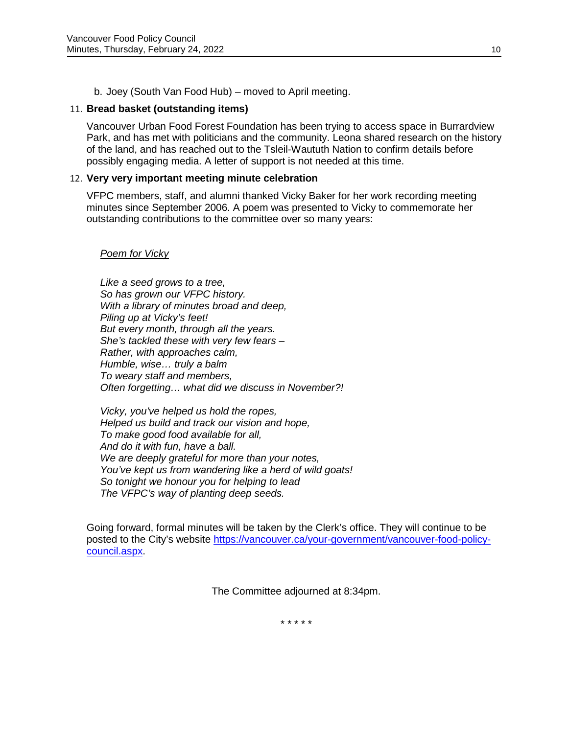b. Joey (South Van Food Hub) – moved to April meeting.

11. **Bread basket (outstanding items)**

Vancouver Urban Food Forest Foundation has been trying to access space in Burrardview Park, and has met with politicians and the community. Leona shared research on the history of the land, and has reached out to the Tsleil-Waututh Nation to confirm details before possibly engaging media. A letter of support is not needed at this time.

12. **Very very important meeting minute celebration**

VFPC members, staff, and alumni thanked Vicky Baker for her work recording meeting minutes since September 2006. A poem was presented to Vicky to commemorate her outstanding contributions to the committee over so many years:

*Poem for Vicky*

*Like a seed grows to a tree,*
*So has grown our VFPC history.*
*With a library of minutes broad and deep,*
*Piling up at Vicky's feet!*
*But every month, through all the years.*
*She's tackled these with very few fears –*
*Rather, with approaches calm,*
*Humble, wise… truly a balm*
*To weary staff and members,*
*Often forgetting… what did we discuss in November?!*

*Vicky, you've helped us hold the ropes,*
*Helped us build and track our vision and hope,*
*To make good food available for all,*
*And do it with fun, have a ball.*
*We are deeply grateful for more than your notes,*
*You've kept us from wandering like a herd of wild goats!*
*So tonight we honour you for helping to lead*
*The VFPC's way of planting deep seeds.*

Going forward, formal minutes will be taken by the Clerk's office. They will continue to be posted to the City's website https://vancouver.ca/your-government/vancouver-food-policy-council.aspx.

The Committee adjourned at 8:34pm.

\* \* \* \* \*